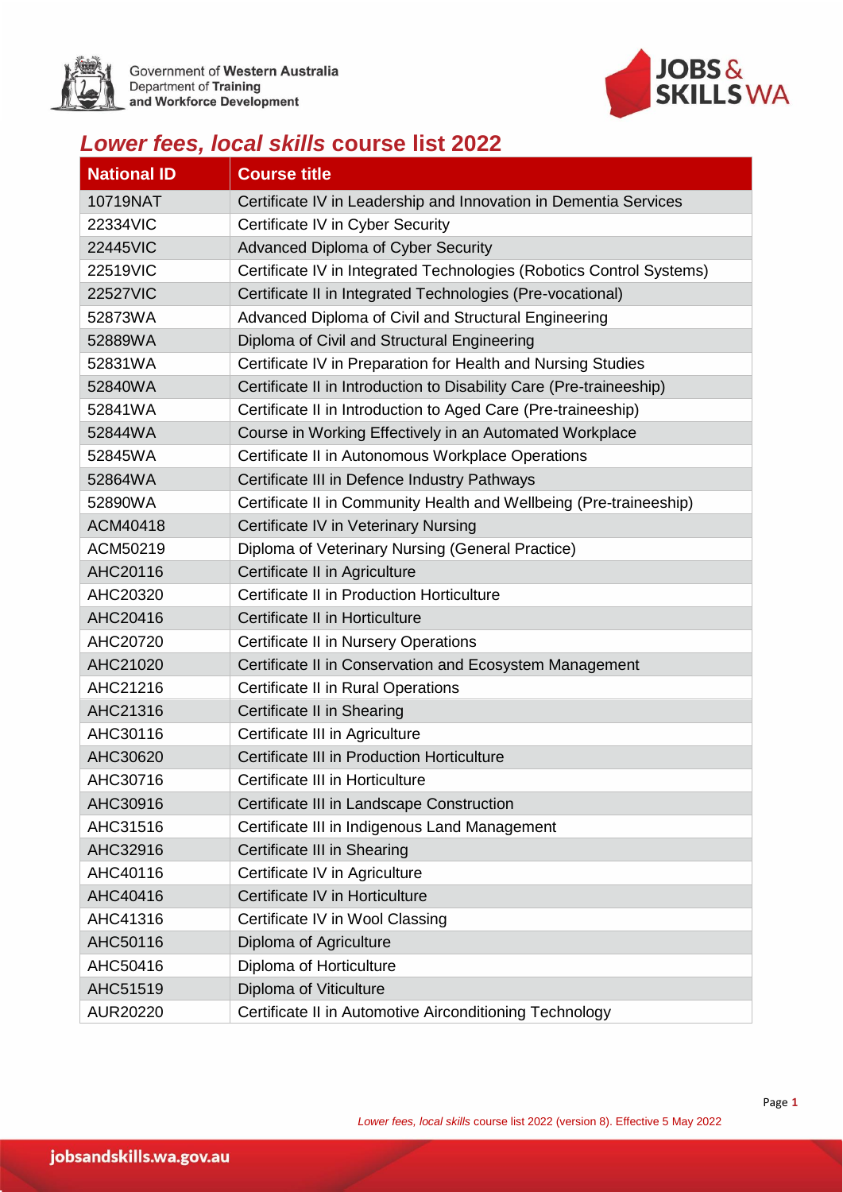Government of **Western Australia**
Department of **Training**
**and Workforce Development**

**JOBS & SKILLS WA**

# *Lower fees, local skills* course list 2022

| National ID | Course title |
|---|---|
| 10719NAT | Certificate IV in Leadership and Innovation in Dementia Services |
| 22334VIC | Certificate IV in Cyber Security |
| 22445VIC | Advanced Diploma of Cyber Security |
| 22519VIC | Certificate IV in Integrated Technologies (Robotics Control Systems) |
| 22527VIC | Certificate II in Integrated Technologies (Pre-vocational) |
| 52873WA | Advanced Diploma of Civil and Structural Engineering |
| 52889WA | Diploma of Civil and Structural Engineering |
| 52831WA | Certificate IV in Preparation for Health and Nursing Studies |
| 52840WA | Certificate II in Introduction to Disability Care (Pre-traineeship) |
| 52841WA | Certificate II in Introduction to Aged Care (Pre-traineeship) |
| 52844WA | Course in Working Effectively in an Automated Workplace |
| 52845WA | Certificate II in Autonomous Workplace Operations |
| 52864WA | Certificate III in Defence Industry Pathways |
| 52890WA | Certificate II in Community Health and Wellbeing (Pre-traineeship) |
| ACM40418 | Certificate IV in Veterinary Nursing |
| ACM50219 | Diploma of Veterinary Nursing (General Practice) |
| AHC20116 | Certificate II in Agriculture |
| AHC20320 | Certificate II in Production Horticulture |
| AHC20416 | Certificate II in Horticulture |
| AHC20720 | Certificate II in Nursery Operations |
| AHC21020 | Certificate II in Conservation and Ecosystem Management |
| AHC21216 | Certificate II in Rural Operations |
| AHC21316 | Certificate II in Shearing |
| AHC30116 | Certificate III in Agriculture |
| AHC30620 | Certificate III in Production Horticulture |
| AHC30716 | Certificate III in Horticulture |
| AHC30916 | Certificate III in Landscape Construction |
| AHC31516 | Certificate III in Indigenous Land Management |
| AHC32916 | Certificate III in Shearing |
| AHC40116 | Certificate IV in Agriculture |
| AHC40416 | Certificate IV in Horticulture |
| AHC41316 | Certificate IV in Wool Classing |
| AHC50116 | Diploma of Agriculture |
| AHC50416 | Diploma of Horticulture |
| AHC51519 | Diploma of Viticulture |
| AUR20220 | Certificate II in Automotive Airconditioning Technology |

*Lower fees, local skills* course list 2022 (version 8). Effective 5 May 2022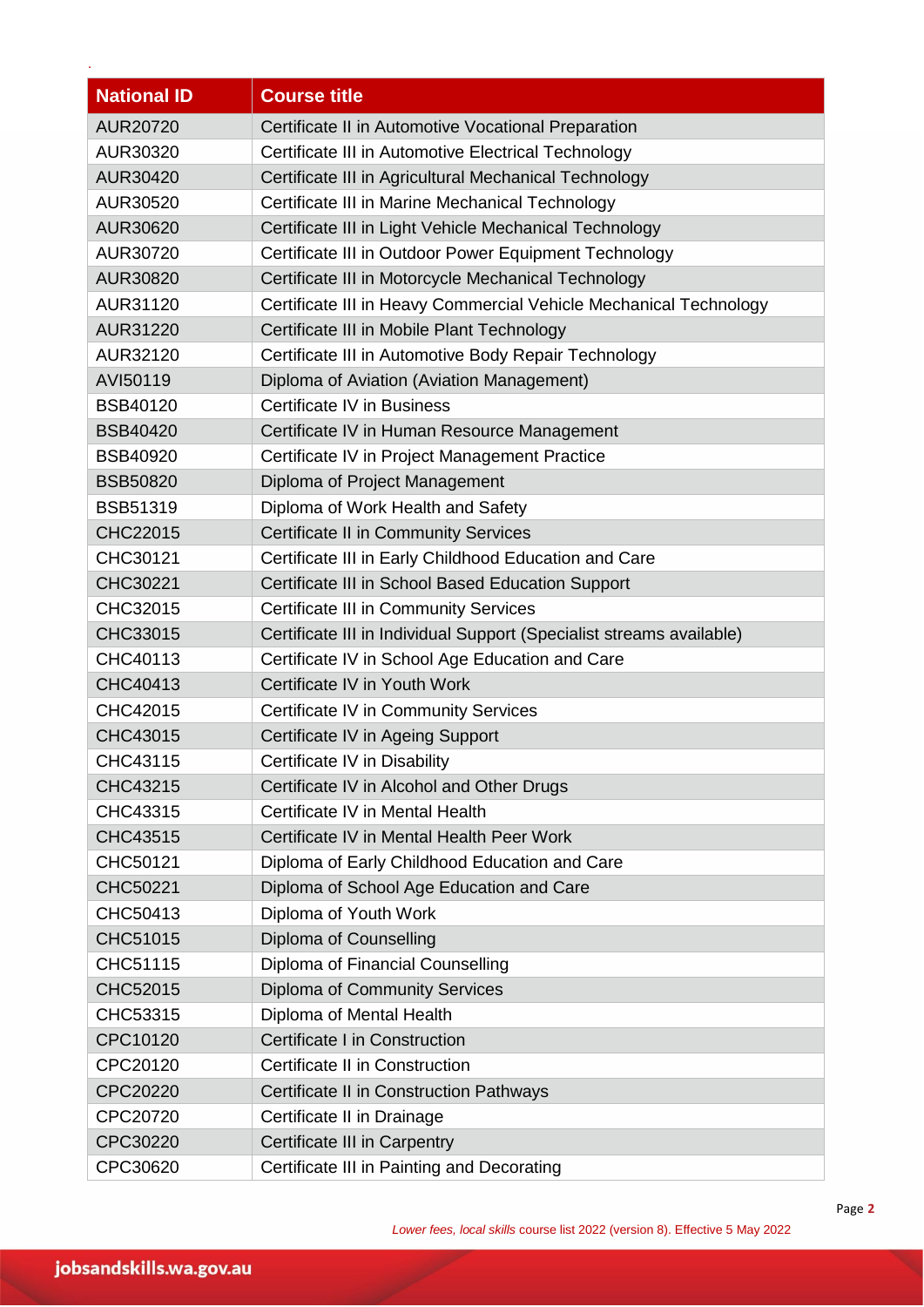| National ID | Course title |
|---|---|
| AUR20720 | Certificate II in Automotive Vocational Preparation |
| AUR30320 | Certificate III in Automotive Electrical Technology |
| AUR30420 | Certificate III in Agricultural Mechanical Technology |
| AUR30520 | Certificate III in Marine Mechanical Technology |
| AUR30620 | Certificate III in Light Vehicle Mechanical Technology |
| AUR30720 | Certificate III in Outdoor Power Equipment Technology |
| AUR30820 | Certificate III in Motorcycle Mechanical Technology |
| AUR31120 | Certificate III in Heavy Commercial Vehicle Mechanical Technology |
| AUR31220 | Certificate III in Mobile Plant Technology |
| AUR32120 | Certificate III in Automotive Body Repair Technology |
| AVI50119 | Diploma of Aviation (Aviation Management) |
| BSB40120 | Certificate IV in Business |
| BSB40420 | Certificate IV in Human Resource Management |
| BSB40920 | Certificate IV in Project Management Practice |
| BSB50820 | Diploma of Project Management |
| BSB51319 | Diploma of Work Health and Safety |
| CHC22015 | Certificate II in Community Services |
| CHC30121 | Certificate III in Early Childhood Education and Care |
| CHC30221 | Certificate III in School Based Education Support |
| CHC32015 | Certificate III in Community Services |
| CHC33015 | Certificate III in Individual Support (Specialist streams available) |
| CHC40113 | Certificate IV in School Age Education and Care |
| CHC40413 | Certificate IV in Youth Work |
| CHC42015 | Certificate IV in Community Services |
| CHC43015 | Certificate IV in Ageing Support |
| CHC43115 | Certificate IV in Disability |
| CHC43215 | Certificate IV in Alcohol and Other Drugs |
| CHC43315 | Certificate IV in Mental Health |
| CHC43515 | Certificate IV in Mental Health Peer Work |
| CHC50121 | Diploma of Early Childhood Education and Care |
| CHC50221 | Diploma of School Age Education and Care |
| CHC50413 | Diploma of Youth Work |
| CHC51015 | Diploma of Counselling |
| CHC51115 | Diploma of Financial Counselling |
| CHC52015 | Diploma of Community Services |
| CHC53315 | Diploma of Mental Health |
| CPC10120 | Certificate I in Construction |
| CPC20120 | Certificate II in Construction |
| CPC20220 | Certificate II in Construction Pathways |
| CPC20720 | Certificate II in Drainage |
| CPC30220 | Certificate III in Carpentry |
| CPC30620 | Certificate III in Painting and Decorating |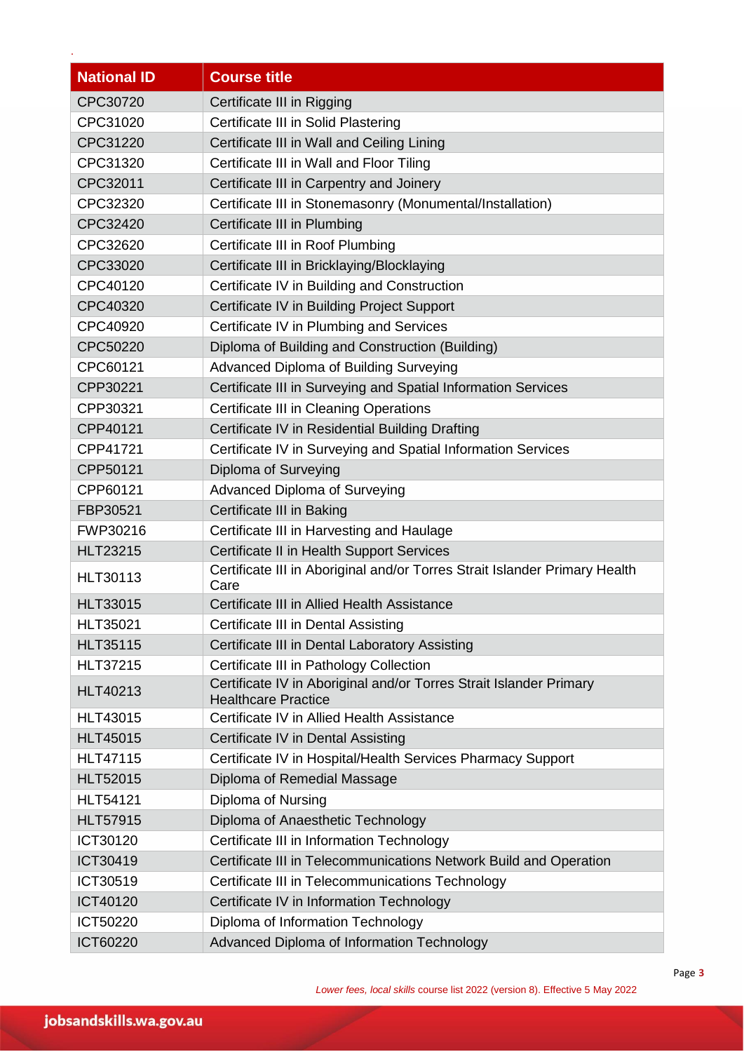| National ID | Course title |
| --- | --- |
| CPC30720 | Certificate III in Rigging |
| CPC31020 | Certificate III in Solid Plastering |
| CPC31220 | Certificate III in Wall and Ceiling Lining |
| CPC31320 | Certificate III in Wall and Floor Tiling |
| CPC32011 | Certificate III in Carpentry and Joinery |
| CPC32320 | Certificate III in Stonemasonry (Monumental/Installation) |
| CPC32420 | Certificate III in Plumbing |
| CPC32620 | Certificate III in Roof Plumbing |
| CPC33020 | Certificate III in Bricklaying/Blocklaying |
| CPC40120 | Certificate IV in Building and Construction |
| CPC40320 | Certificate IV in Building Project Support |
| CPC40920 | Certificate IV in Plumbing and Services |
| CPC50220 | Diploma of Building and Construction (Building) |
| CPC60121 | Advanced Diploma of Building Surveying |
| CPP30221 | Certificate III in Surveying and Spatial Information Services |
| CPP30321 | Certificate III in Cleaning Operations |
| CPP40121 | Certificate IV in Residential Building Drafting |
| CPP41721 | Certificate IV in Surveying and Spatial Information Services |
| CPP50121 | Diploma of Surveying |
| CPP60121 | Advanced Diploma of Surveying |
| FBP30521 | Certificate III in Baking |
| FWP30216 | Certificate III in Harvesting and Haulage |
| HLT23215 | Certificate II in Health Support Services |
| HLT30113 | Certificate III in Aboriginal and/or Torres Strait Islander Primary Health Care |
| HLT33015 | Certificate III in Allied Health Assistance |
| HLT35021 | Certificate III in Dental Assisting |
| HLT35115 | Certificate III in Dental Laboratory Assisting |
| HLT37215 | Certificate III in Pathology Collection |
| HLT40213 | Certificate IV in Aboriginal and/or Torres Strait Islander Primary Healthcare Practice |
| HLT43015 | Certificate IV in Allied Health Assistance |
| HLT45015 | Certificate IV in Dental Assisting |
| HLT47115 | Certificate IV in Hospital/Health Services Pharmacy Support |
| HLT52015 | Diploma of Remedial Massage |
| HLT54121 | Diploma of Nursing |
| HLT57915 | Diploma of Anaesthetic Technology |
| ICT30120 | Certificate III in Information Technology |
| ICT30419 | Certificate III in Telecommunications Network Build and Operation |
| ICT30519 | Certificate III in Telecommunications Technology |
| ICT40120 | Certificate IV in Information Technology |
| ICT50220 | Diploma of Information Technology |
| ICT60220 | Advanced Diploma of Information Technology |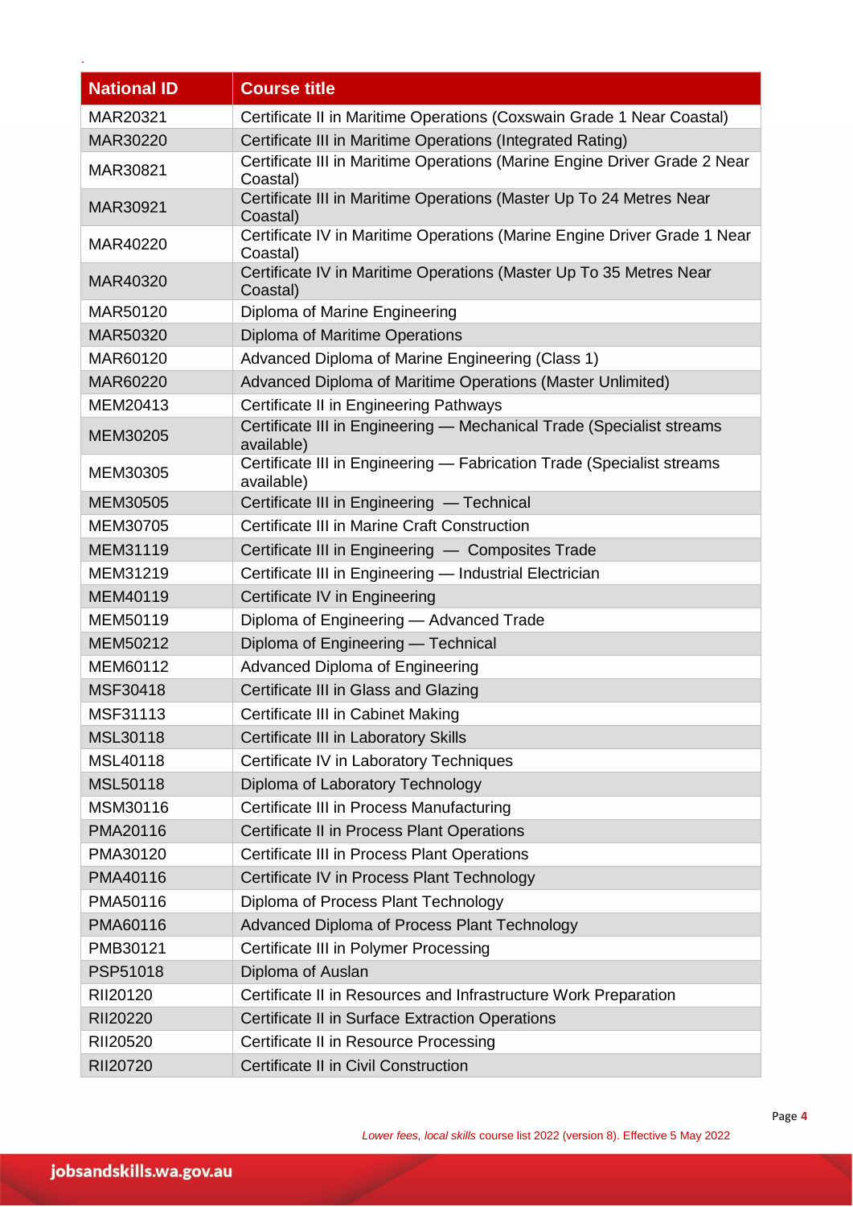| National ID | Course title |
|---|---|
| MAR20321 | Certificate II in Maritime Operations (Coxswain Grade 1 Near Coastal) |
| MAR30220 | Certificate III in Maritime Operations (Integrated Rating) |
| MAR30821 | Certificate III in Maritime Operations (Marine Engine Driver Grade 2 Near Coastal) |
| MAR30921 | Certificate III in Maritime Operations (Master Up To 24 Metres Near Coastal) |
| MAR40220 | Certificate IV in Maritime Operations (Marine Engine Driver Grade 1 Near Coastal) |
| MAR40320 | Certificate IV in Maritime Operations (Master Up To 35 Metres Near Coastal) |
| MAR50120 | Diploma of Marine Engineering |
| MAR50320 | Diploma of Maritime Operations |
| MAR60120 | Advanced Diploma of Marine Engineering (Class 1) |
| MAR60220 | Advanced Diploma of Maritime Operations (Master Unlimited) |
| MEM20413 | Certificate II in Engineering Pathways |
| MEM30205 | Certificate III in Engineering — Mechanical Trade (Specialist streams available) |
| MEM30305 | Certificate III in Engineering — Fabrication Trade (Specialist streams available) |
| MEM30505 | Certificate III in Engineering — Technical |
| MEM30705 | Certificate III in Marine Craft Construction |
| MEM31119 | Certificate III in Engineering — Composites Trade |
| MEM31219 | Certificate III in Engineering — Industrial Electrician |
| MEM40119 | Certificate IV in Engineering |
| MEM50119 | Diploma of Engineering — Advanced Trade |
| MEM50212 | Diploma of Engineering — Technical |
| MEM60112 | Advanced Diploma of Engineering |
| MSF30418 | Certificate III in Glass and Glazing |
| MSF31113 | Certificate III in Cabinet Making |
| MSL30118 | Certificate III in Laboratory Skills |
| MSL40118 | Certificate IV in Laboratory Techniques |
| MSL50118 | Diploma of Laboratory Technology |
| MSM30116 | Certificate III in Process Manufacturing |
| PMA20116 | Certificate II in Process Plant Operations |
| PMA30120 | Certificate III in Process Plant Operations |
| PMA40116 | Certificate IV in Process Plant Technology |
| PMA50116 | Diploma of Process Plant Technology |
| PMA60116 | Advanced Diploma of Process Plant Technology |
| PMB30121 | Certificate III in Polymer Processing |
| PSP51018 | Diploma of Auslan |
| RII20120 | Certificate II in Resources and Infrastructure Work Preparation |
| RII20220 | Certificate II in Surface Extraction Operations |
| RII20520 | Certificate II in Resource Processing |
| RII20720 | Certificate II in Civil Construction |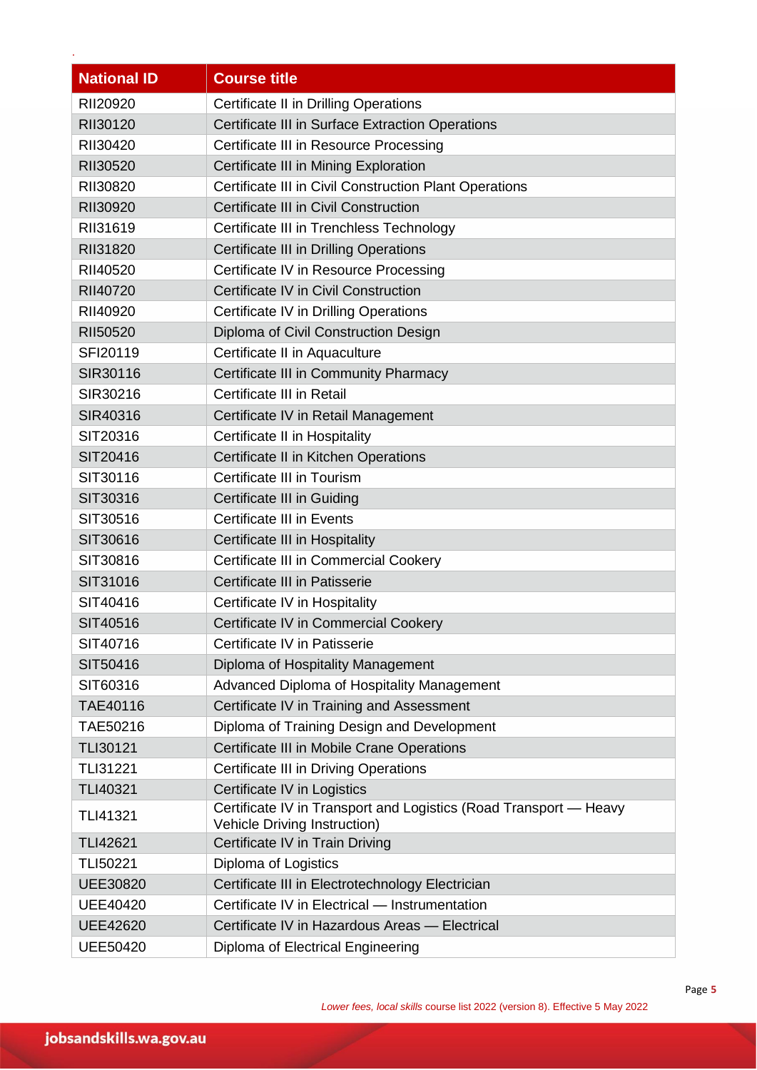| National ID | Course title |
|---|---|
| RII20920 | Certificate II in Drilling Operations |
| RII30120 | Certificate III in Surface Extraction Operations |
| RII30420 | Certificate III in Resource Processing |
| RII30520 | Certificate III in Mining Exploration |
| RII30820 | Certificate III in Civil Construction Plant Operations |
| RII30920 | Certificate III in Civil Construction |
| RII31619 | Certificate III in Trenchless Technology |
| RII31820 | Certificate III in Drilling Operations |
| RII40520 | Certificate IV in Resource Processing |
| RII40720 | Certificate IV in Civil Construction |
| RII40920 | Certificate IV in Drilling Operations |
| RII50520 | Diploma of Civil Construction Design |
| SFI20119 | Certificate II in Aquaculture |
| SIR30116 | Certificate III in Community Pharmacy |
| SIR30216 | Certificate III in Retail |
| SIR40316 | Certificate IV in Retail Management |
| SIT20316 | Certificate II in Hospitality |
| SIT20416 | Certificate II in Kitchen Operations |
| SIT30116 | Certificate III in Tourism |
| SIT30316 | Certificate III in Guiding |
| SIT30516 | Certificate III in Events |
| SIT30616 | Certificate III in Hospitality |
| SIT30816 | Certificate III in Commercial Cookery |
| SIT31016 | Certificate III in Patisserie |
| SIT40416 | Certificate IV in Hospitality |
| SIT40516 | Certificate IV in Commercial Cookery |
| SIT40716 | Certificate IV in Patisserie |
| SIT50416 | Diploma of Hospitality Management |
| SIT60316 | Advanced Diploma of Hospitality Management |
| TAE40116 | Certificate IV in Training and Assessment |
| TAE50216 | Diploma of Training Design and Development |
| TLI30121 | Certificate III in Mobile Crane Operations |
| TLI31221 | Certificate III in Driving Operations |
| TLI40321 | Certificate IV in Logistics |
| TLI41321 | Certificate IV in Transport and Logistics (Road Transport — Heavy Vehicle Driving Instruction) |
| TLI42621 | Certificate IV in Train Driving |
| TLI50221 | Diploma of Logistics |
| UEE30820 | Certificate III in Electrotechnology Electrician |
| UEE40420 | Certificate IV in Electrical — Instrumentation |
| UEE42620 | Certificate IV in Hazardous Areas — Electrical |
| UEE50420 | Diploma of Electrical Engineering |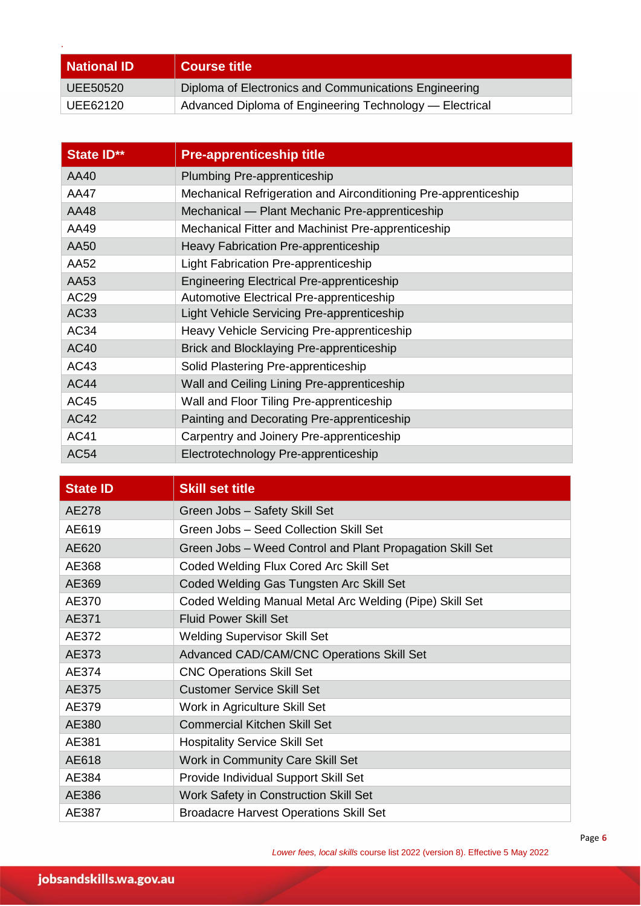| National ID | Course title |
|---|---|
| UEE50520 | Diploma of Electronics and Communications Engineering |
| UEE62120 | Advanced Diploma of Engineering Technology — Electrical |

| State ID** | Pre-apprenticeship title |
|---|---|
| AA40 | Plumbing Pre-apprenticeship |
| AA47 | Mechanical Refrigeration and Airconditioning Pre-apprenticeship |
| AA48 | Mechanical — Plant Mechanic Pre-apprenticeship |
| AA49 | Mechanical Fitter and Machinist Pre-apprenticeship |
| AA50 | Heavy Fabrication Pre-apprenticeship |
| AA52 | Light Fabrication Pre-apprenticeship |
| AA53 | Engineering Electrical Pre-apprenticeship |
| AC29 | Automotive Electrical Pre-apprenticeship |
| AC33 | Light Vehicle Servicing Pre-apprenticeship |
| AC34 | Heavy Vehicle Servicing Pre-apprenticeship |
| AC40 | Brick and Blocklaying Pre-apprenticeship |
| AC43 | Solid Plastering Pre-apprenticeship |
| AC44 | Wall and Ceiling Lining Pre-apprenticeship |
| AC45 | Wall and Floor Tiling Pre-apprenticeship |
| AC42 | Painting and Decorating Pre-apprenticeship |
| AC41 | Carpentry and Joinery Pre-apprenticeship |
| AC54 | Electrotechnology Pre-apprenticeship |

| State ID | Skill set title |
|---|---|
| AE278 | Green Jobs – Safety Skill Set |
| AE619 | Green Jobs – Seed Collection Skill Set |
| AE620 | Green Jobs – Weed Control and Plant Propagation Skill Set |
| AE368 | Coded Welding Flux Cored Arc Skill Set |
| AE369 | Coded Welding Gas Tungsten Arc Skill Set |
| AE370 | Coded Welding Manual Metal Arc Welding (Pipe) Skill Set |
| AE371 | Fluid Power Skill Set |
| AE372 | Welding Supervisor Skill Set |
| AE373 | Advanced CAD/CAM/CNC Operations Skill Set |
| AE374 | CNC Operations Skill Set |
| AE375 | Customer Service Skill Set |
| AE379 | Work in Agriculture Skill Set |
| AE380 | Commercial Kitchen Skill Set |
| AE381 | Hospitality Service Skill Set |
| AE618 | Work in Community Care Skill Set |
| AE384 | Provide Individual Support Skill Set |
| AE386 | Work Safety in Construction Skill Set |
| AE387 | Broadacre Harvest Operations Skill Set |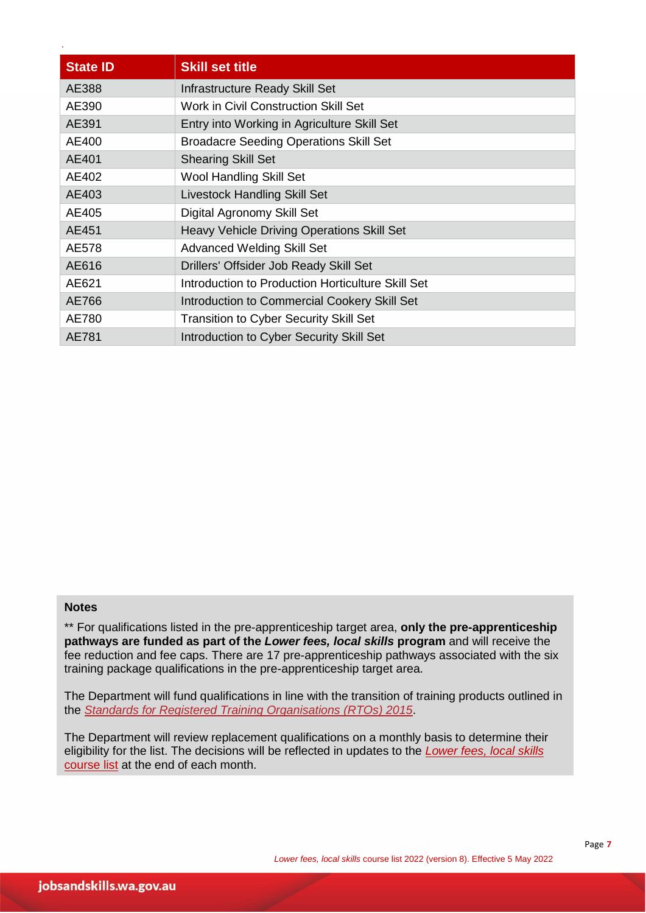| State ID | Skill set title |
|---|---|
| AE388 | Infrastructure Ready Skill Set |
| AE390 | Work in Civil Construction Skill Set |
| AE391 | Entry into Working in Agriculture Skill Set |
| AE400 | Broadacre Seeding Operations Skill Set |
| AE401 | Shearing Skill Set |
| AE402 | Wool Handling Skill Set |
| AE403 | Livestock Handling Skill Set |
| AE405 | Digital Agronomy Skill Set |
| AE451 | Heavy Vehicle Driving Operations Skill Set |
| AE578 | Advanced Welding Skill Set |
| AE616 | Drillers' Offsider Job Ready Skill Set |
| AE621 | Introduction to Production Horticulture Skill Set |
| AE766 | Introduction to Commercial Cookery Skill Set |
| AE780 | Transition to Cyber Security Skill Set |
| AE781 | Introduction to Cyber Security Skill Set |

**Notes**

** For qualifications listed in the pre-apprenticeship target area, **only the pre-apprenticeship pathways are funded as part of the *Lower fees, local skills* program** and will receive the fee reduction and fee caps. There are 17 pre-apprenticeship pathways associated with the six training package qualifications in the pre-apprenticeship target area.

The Department will fund qualifications in line with the transition of training products outlined in the *Standards for Registered Training Organisations (RTOs) 2015*.

The Department will review replacement qualifications on a monthly basis to determine their eligibility for the list. The decisions will be reflected in updates to the *Lower fees, local skills* course list at the end of each month.